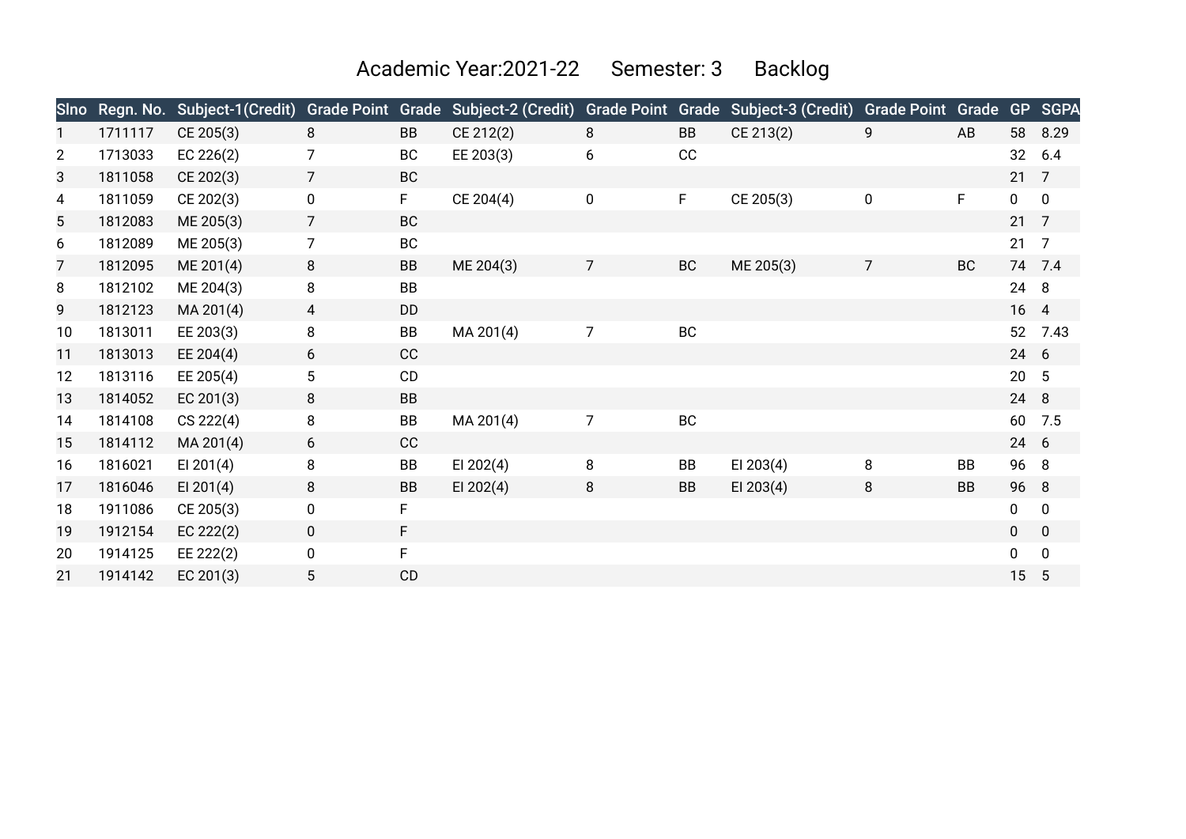# Academic Year:2021-22 Semester: 3 Backlog

| Slno | Regn. No. | Subject-1(Credit) | Grade Point | Grade | Subject-2 (Credit) | Grade Point | Grade | Subject-3 (Credit) | Grade Point | Grade | GP | SGPA |
|---|---|---|---|---|---|---|---|---|---|---|---|---|
| 1 | 1711117 | CE 205(3) | 8 | BB | CE 212(2) | 8 | BB | CE 213(2) | 9 | AB | 58 | 8.29 |
| 2 | 1713033 | EC 226(2) | 7 | BC | EE 203(3) | 6 | CC | | | | 32 | 6.4 |
| 3 | 1811058 | CE 202(3) | 7 | BC | | | | | | | 21 | 7 |
| 4 | 1811059 | CE 202(3) | 0 | F | CE 204(4) | 0 | F | CE 205(3) | 0 | F | 0 | 0 |
| 5 | 1812083 | ME 205(3) | 7 | BC | | | | | | | 21 | 7 |
| 6 | 1812089 | ME 205(3) | 7 | BC | | | | | | | 21 | 7 |
| 7 | 1812095 | ME 201(4) | 8 | BB | ME 204(3) | 7 | BC | ME 205(3) | 7 | BC | 74 | 7.4 |
| 8 | 1812102 | ME 204(3) | 8 | BB | | | | | | | 24 | 8 |
| 9 | 1812123 | MA 201(4) | 4 | DD | | | | | | | 16 | 4 |
| 10 | 1813011 | EE 203(3) | 8 | BB | MA 201(4) | 7 | BC | | | | 52 | 7.43 |
| 11 | 1813013 | EE 204(4) | 6 | CC | | | | | | | 24 | 6 |
| 12 | 1813116 | EE 205(4) | 5 | CD | | | | | | | 20 | 5 |
| 13 | 1814052 | EC 201(3) | 8 | BB | | | | | | | 24 | 8 |
| 14 | 1814108 | CS 222(4) | 8 | BB | MA 201(4) | 7 | BC | | | | 60 | 7.5 |
| 15 | 1814112 | MA 201(4) | 6 | CC | | | | | | | 24 | 6 |
| 16 | 1816021 | EI 201(4) | 8 | BB | EI 202(4) | 8 | BB | EI 203(4) | 8 | BB | 96 | 8 |
| 17 | 1816046 | EI 201(4) | 8 | BB | EI 202(4) | 8 | BB | EI 203(4) | 8 | BB | 96 | 8 |
| 18 | 1911086 | CE 205(3) | 0 | F | | | | | | | 0 | 0 |
| 19 | 1912154 | EC 222(2) | 0 | F | | | | | | | 0 | 0 |
| 20 | 1914125 | EE 222(2) | 0 | F | | | | | | | 0 | 0 |
| 21 | 1914142 | EC 201(3) | 5 | CD | | | | | | | 15 | 5 |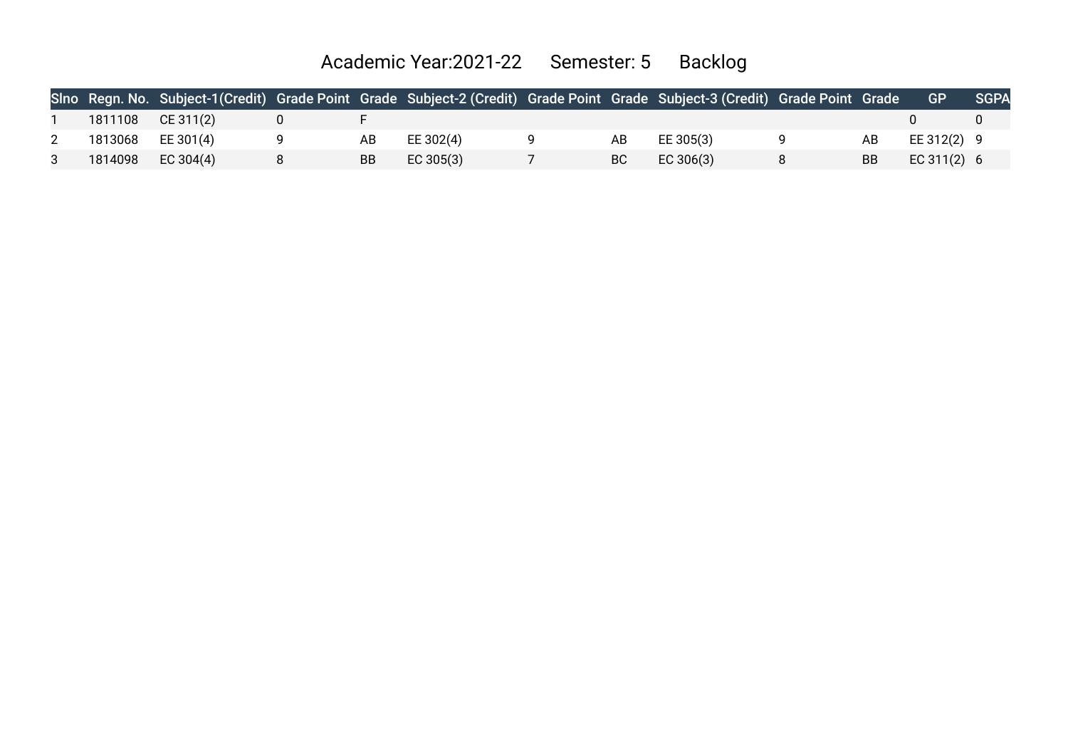# Academic Year:2021-22 Semester: 5 Backlog

| Slno | Regn. No. | Subject-1(Credit) | Grade Point | Grade | Subject-2 (Credit) | Grade Point | Grade | Subject-3 (Credit) | Grade Point | Grade | GP | SGPA |
|---|---|---|---|---|---|---|---|---|---|---|---|---|
| 1 | 1811108 | CE 311(2) | 0 | F | | | | | | | 0 | 0 |
| 2 | 1813068 | EE 301(4) | 9 | AB | EE 302(4) | 9 | AB | EE 305(3) | 9 | AB | EE 312(2) | 9 |
| 3 | 1814098 | EC 304(4) | 8 | BB | EC 305(3) | 7 | BC | EC 306(3) | 8 | BB | EC 311(2) | 6 |